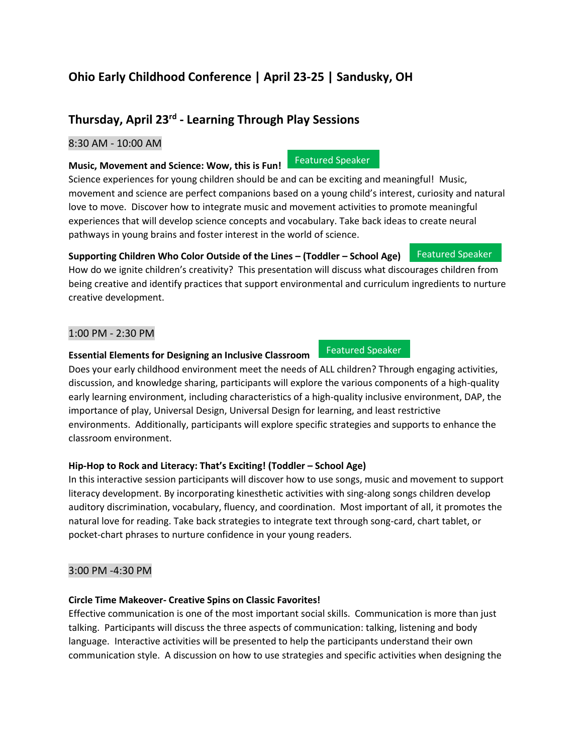# Ohio Early Childhood Conference | April 23-25 | Sandusky, OH

## Thursday, April 23rd - Learning Through Play Sessions

8:30 AM - 10:00 AM

**Music, Movement and Science: Wow, this is Fun!** Featured Speaker

Science experiences for young children should be and can be exciting and meaningful! Music, movement and science are perfect companions based on a young child's interest, curiosity and natural love to move. Discover how to integrate music and movement activities to promote meaningful experiences that will develop science concepts and vocabulary. Take back ideas to create neural pathways in young brains and foster interest in the world of science.

**Supporting Children Who Color Outside of the Lines – (Toddler – School Age)** Featured Speaker

How do we ignite children's creativity? This presentation will discuss what discourages children from being creative and identify practices that support environmental and curriculum ingredients to nurture creative development.

1:00 PM - 2:30 PM

**Essential Elements for Designing an Inclusive Classroom** Featured Speaker

Does your early childhood environment meet the needs of ALL children? Through engaging activities, discussion, and knowledge sharing, participants will explore the various components of a high-quality early learning environment, including characteristics of a high-quality inclusive environment, DAP, the importance of play, Universal Design, Universal Design for learning, and least restrictive environments. Additionally, participants will explore specific strategies and supports to enhance the classroom environment.

**Hip-Hop to Rock and Literacy: That's Exciting! (Toddler – School Age)**

In this interactive session participants will discover how to use songs, music and movement to support literacy development. By incorporating kinesthetic activities with sing-along songs children develop auditory discrimination, vocabulary, fluency, and coordination. Most important of all, it promotes the natural love for reading. Take back strategies to integrate text through song-card, chart tablet, or pocket-chart phrases to nurture confidence in your young readers.

3:00 PM -4:30 PM

**Circle Time Makeover- Creative Spins on Classic Favorites!**

Effective communication is one of the most important social skills. Communication is more than just talking. Participants will discuss the three aspects of communication: talking, listening and body language. Interactive activities will be presented to help the participants understand their own communication style. A discussion on how to use strategies and specific activities when designing the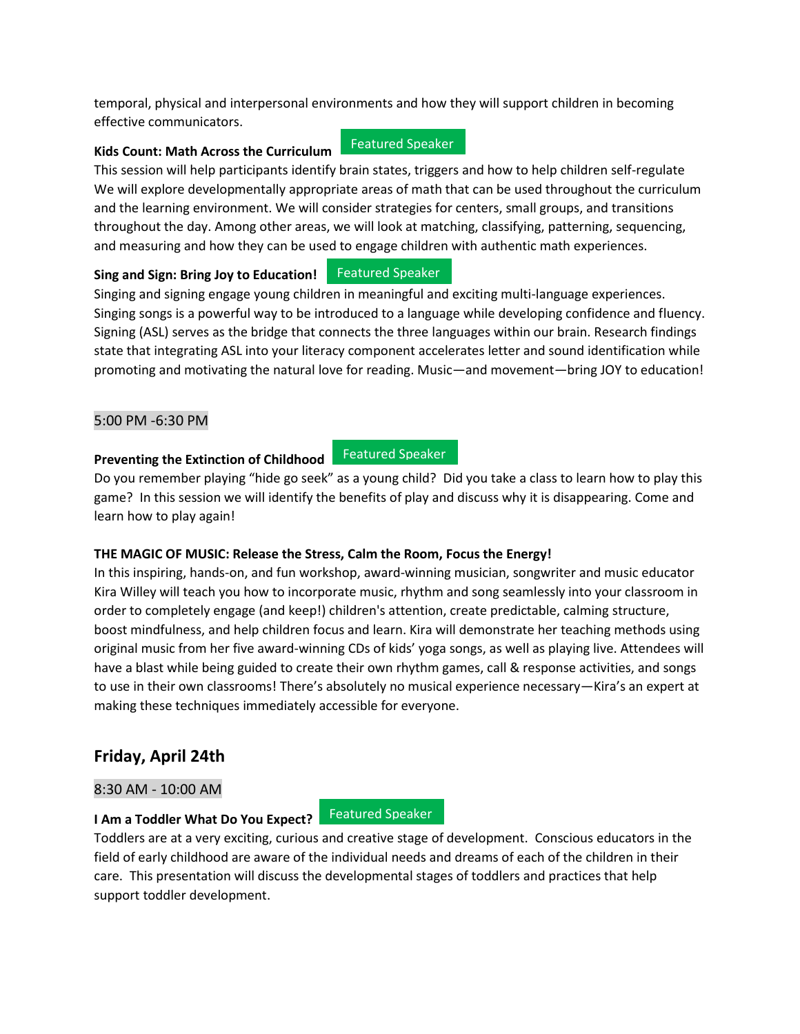temporal, physical and interpersonal environments and how they will support children in becoming effective communicators.

**Kids Count: Math Across the Curriculum** Featured Speaker

This session will help participants identify brain states, triggers and how to help children self-regulate We will explore developmentally appropriate areas of math that can be used throughout the curriculum and the learning environment. We will consider strategies for centers, small groups, and transitions throughout the day. Among other areas, we will look at matching, classifying, patterning, sequencing, and measuring and how they can be used to engage children with authentic math experiences.

**Sing and Sign: Bring Joy to Education!** Featured Speaker

Singing and signing engage young children in meaningful and exciting multi-language experiences. Singing songs is a powerful way to be introduced to a language while developing confidence and fluency. Signing (ASL) serves as the bridge that connects the three languages within our brain. Research findings state that integrating ASL into your literacy component accelerates letter and sound identification while promoting and motivating the natural love for reading. Music—and movement—bring JOY to education!

5:00 PM -6:30 PM

**Preventing the Extinction of Childhood** Featured Speaker

Do you remember playing "hide go seek" as a young child? Did you take a class to learn how to play this game? In this session we will identify the benefits of play and discuss why it is disappearing. Come and learn how to play again!

**THE MAGIC OF MUSIC: Release the Stress, Calm the Room, Focus the Energy!**

In this inspiring, hands-on, and fun workshop, award-winning musician, songwriter and music educator Kira Willey will teach you how to incorporate music, rhythm and song seamlessly into your classroom in order to completely engage (and keep!) children's attention, create predictable, calming structure, boost mindfulness, and help children focus and learn. Kira will demonstrate her teaching methods using original music from her five award-winning CDs of kids' yoga songs, as well as playing live. Attendees will have a blast while being guided to create their own rhythm games, call & response activities, and songs to use in their own classrooms! There's absolutely no musical experience necessary—Kira's an expert at making these techniques immediately accessible for everyone.

## Friday, April 24th

8:30 AM - 10:00 AM

**I Am a Toddler What Do You Expect?** Featured Speaker

Toddlers are at a very exciting, curious and creative stage of development. Conscious educators in the field of early childhood are aware of the individual needs and dreams of each of the children in their care. This presentation will discuss the developmental stages of toddlers and practices that help support toddler development.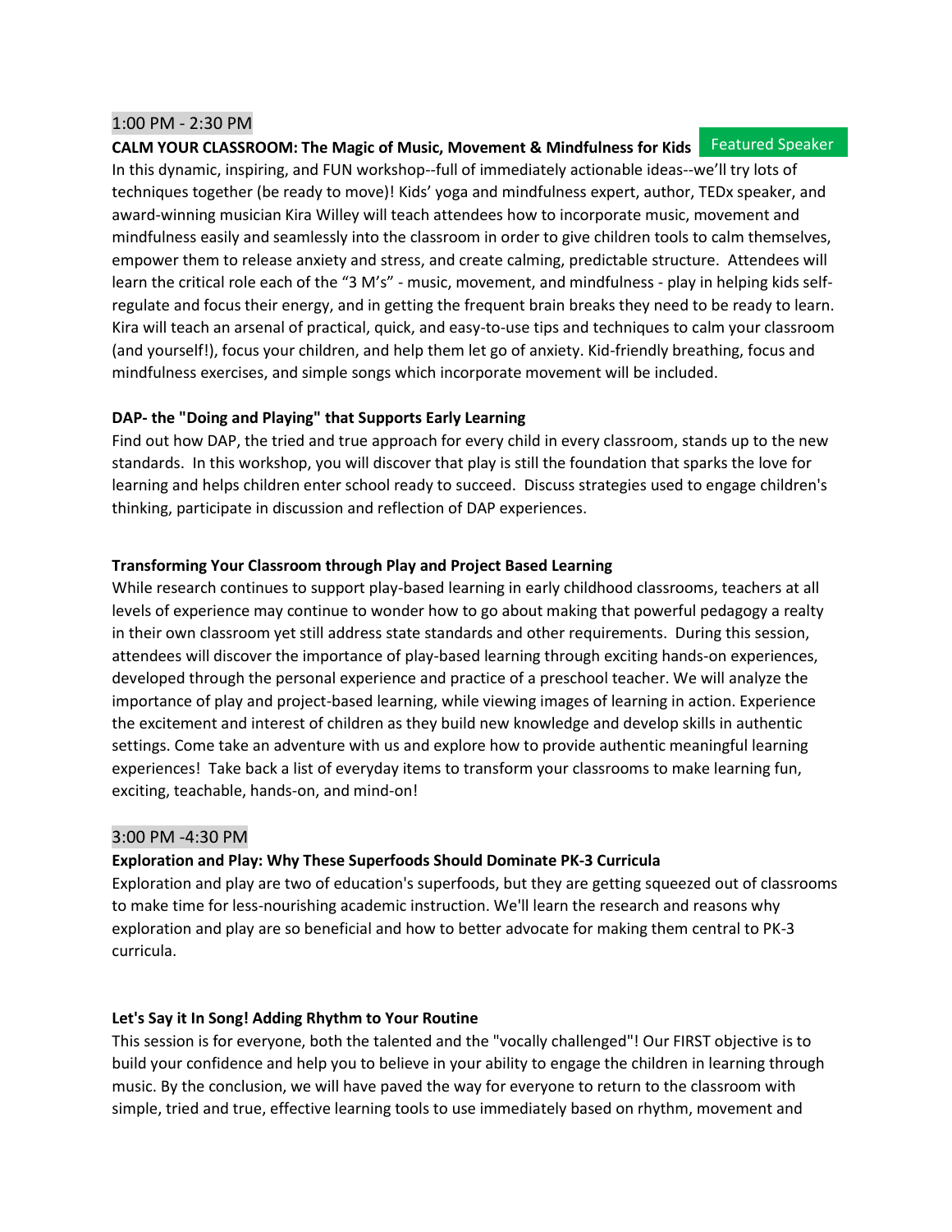## 1:00 PM - 2:30 PM

**CALM YOUR CLASSROOM: The Magic of Music, Movement & Mindfulness for Kids** Featured Speaker

In this dynamic, inspiring, and FUN workshop--full of immediately actionable ideas--we'll try lots of techniques together (be ready to move)! Kids' yoga and mindfulness expert, author, TEDx speaker, and award-winning musician Kira Willey will teach attendees how to incorporate music, movement and mindfulness easily and seamlessly into the classroom in order to give children tools to calm themselves, empower them to release anxiety and stress, and create calming, predictable structure. Attendees will learn the critical role each of the "3 M's" - music, movement, and mindfulness - play in helping kids self-regulate and focus their energy, and in getting the frequent brain breaks they need to be ready to learn. Kira will teach an arsenal of practical, quick, and easy-to-use tips and techniques to calm your classroom (and yourself!), focus your children, and help them let go of anxiety. Kid-friendly breathing, focus and mindfulness exercises, and simple songs which incorporate movement will be included.

**DAP- the "Doing and Playing" that Supports Early Learning**

Find out how DAP, the tried and true approach for every child in every classroom, stands up to the new standards. In this workshop, you will discover that play is still the foundation that sparks the love for learning and helps children enter school ready to succeed. Discuss strategies used to engage children's thinking, participate in discussion and reflection of DAP experiences.

**Transforming Your Classroom through Play and Project Based Learning**

While research continues to support play-based learning in early childhood classrooms, teachers at all levels of experience may continue to wonder how to go about making that powerful pedagogy a realty in their own classroom yet still address state standards and other requirements. During this session, attendees will discover the importance of play-based learning through exciting hands-on experiences, developed through the personal experience and practice of a preschool teacher. We will analyze the importance of play and project-based learning, while viewing images of learning in action. Experience the excitement and interest of children as they build new knowledge and develop skills in authentic settings. Come take an adventure with us and explore how to provide authentic meaningful learning experiences! Take back a list of everyday items to transform your classrooms to make learning fun, exciting, teachable, hands-on, and mind-on!

## 3:00 PM -4:30 PM

**Exploration and Play: Why These Superfoods Should Dominate PK-3 Curricula**

Exploration and play are two of education's superfoods, but they are getting squeezed out of classrooms to make time for less-nourishing academic instruction. We'll learn the research and reasons why exploration and play are so beneficial and how to better advocate for making them central to PK-3 curricula.

**Let's Say it In Song! Adding Rhythm to Your Routine**

This session is for everyone, both the talented and the "vocally challenged"! Our FIRST objective is to build your confidence and help you to believe in your ability to engage the children in learning through music. By the conclusion, we will have paved the way for everyone to return to the classroom with simple, tried and true, effective learning tools to use immediately based on rhythm, movement and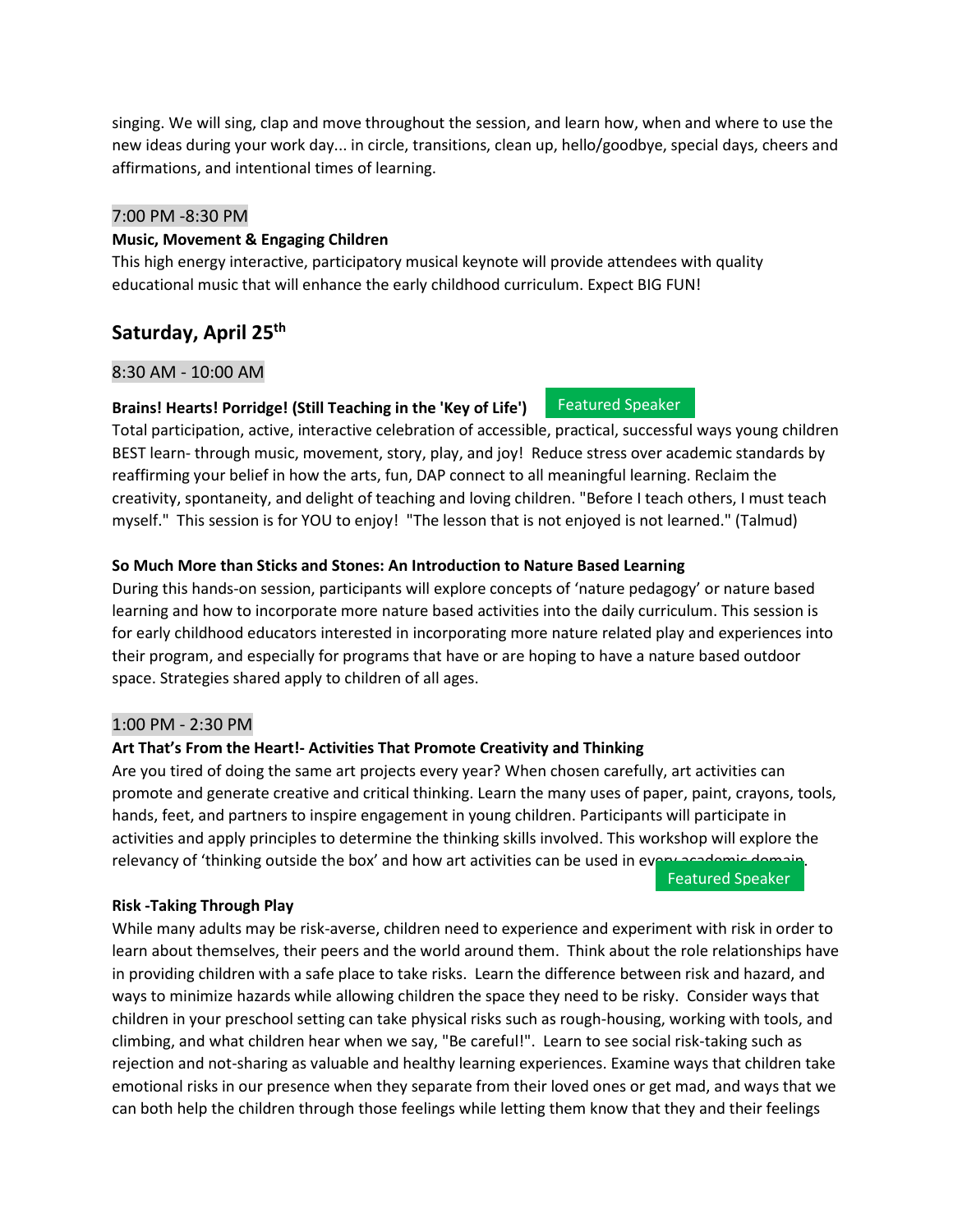singing. We will sing, clap and move throughout the session, and learn how, when and where to use the new ideas during your work day... in circle, transitions, clean up, hello/goodbye, special days, cheers and affirmations, and intentional times of learning.

7:00 PM -8:30 PM

**Music, Movement & Engaging Children**

This high energy interactive, participatory musical keynote will provide attendees with quality educational music that will enhance the early childhood curriculum. Expect BIG FUN!

## Saturday, April 25th

8:30 AM - 10:00 AM

**Brains! Hearts! Porridge! (Still Teaching in the 'Key of Life')** Featured Speaker

Total participation, active, interactive celebration of accessible, practical, successful ways young children BEST learn- through music, movement, story, play, and joy! Reduce stress over academic standards by reaffirming your belief in how the arts, fun, DAP connect to all meaningful learning. Reclaim the creativity, spontaneity, and delight of teaching and loving children. "Before I teach others, I must teach myself." This session is for YOU to enjoy! "The lesson that is not enjoyed is not learned." (Talmud)

**So Much More than Sticks and Stones: An Introduction to Nature Based Learning**

During this hands-on session, participants will explore concepts of 'nature pedagogy' or nature based learning and how to incorporate more nature based activities into the daily curriculum. This session is for early childhood educators interested in incorporating more nature related play and experiences into their program, and especially for programs that have or are hoping to have a nature based outdoor space. Strategies shared apply to children of all ages.

1:00 PM - 2:30 PM

**Art That's From the Heart!- Activities That Promote Creativity and Thinking**

Are you tired of doing the same art projects every year? When chosen carefully, art activities can promote and generate creative and critical thinking. Learn the many uses of paper, paint, crayons, tools, hands, feet, and partners to inspire engagement in young children. Participants will participate in activities and apply principles to determine the thinking skills involved. This workshop will explore the relevancy of 'thinking outside the box' and how art activities can be used in every academic domain.

Featured Speaker

**Risk -Taking Through Play**

While many adults may be risk-averse, children need to experience and experiment with risk in order to learn about themselves, their peers and the world around them. Think about the role relationships have in providing children with a safe place to take risks. Learn the difference between risk and hazard, and ways to minimize hazards while allowing children the space they need to be risky. Consider ways that children in your preschool setting can take physical risks such as rough-housing, working with tools, and climbing, and what children hear when we say, "Be careful!". Learn to see social risk-taking such as rejection and not-sharing as valuable and healthy learning experiences. Examine ways that children take emotional risks in our presence when they separate from their loved ones or get mad, and ways that we can both help the children through those feelings while letting them know that they and their feelings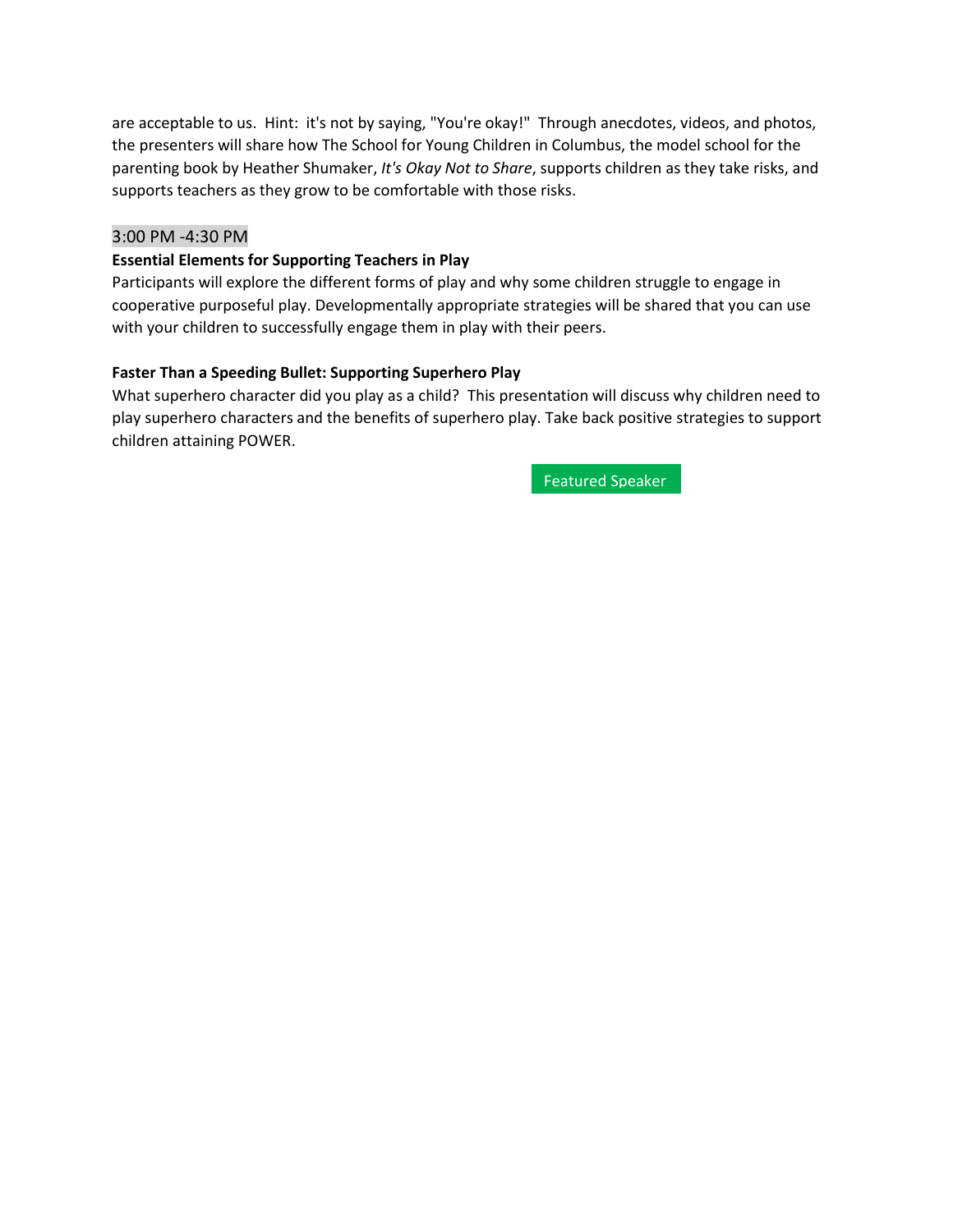are acceptable to us. Hint: it's not by saying, "You're okay!" Through anecdotes, videos, and photos, the presenters will share how The School for Young Children in Columbus, the model school for the parenting book by Heather Shumaker, *It's Okay Not to Share*, supports children as they take risks, and supports teachers as they grow to be comfortable with those risks.

3:00 PM -4:30 PM

**Essential Elements for Supporting Teachers in Play**

Participants will explore the different forms of play and why some children struggle to engage in cooperative purposeful play. Developmentally appropriate strategies will be shared that you can use with your children to successfully engage them in play with their peers.

**Faster Than a Speeding Bullet: Supporting Superhero Play**

What superhero character did you play as a child? This presentation will discuss why children need to play superhero characters and the benefits of superhero play. Take back positive strategies to support children attaining POWER.

Featured Speaker